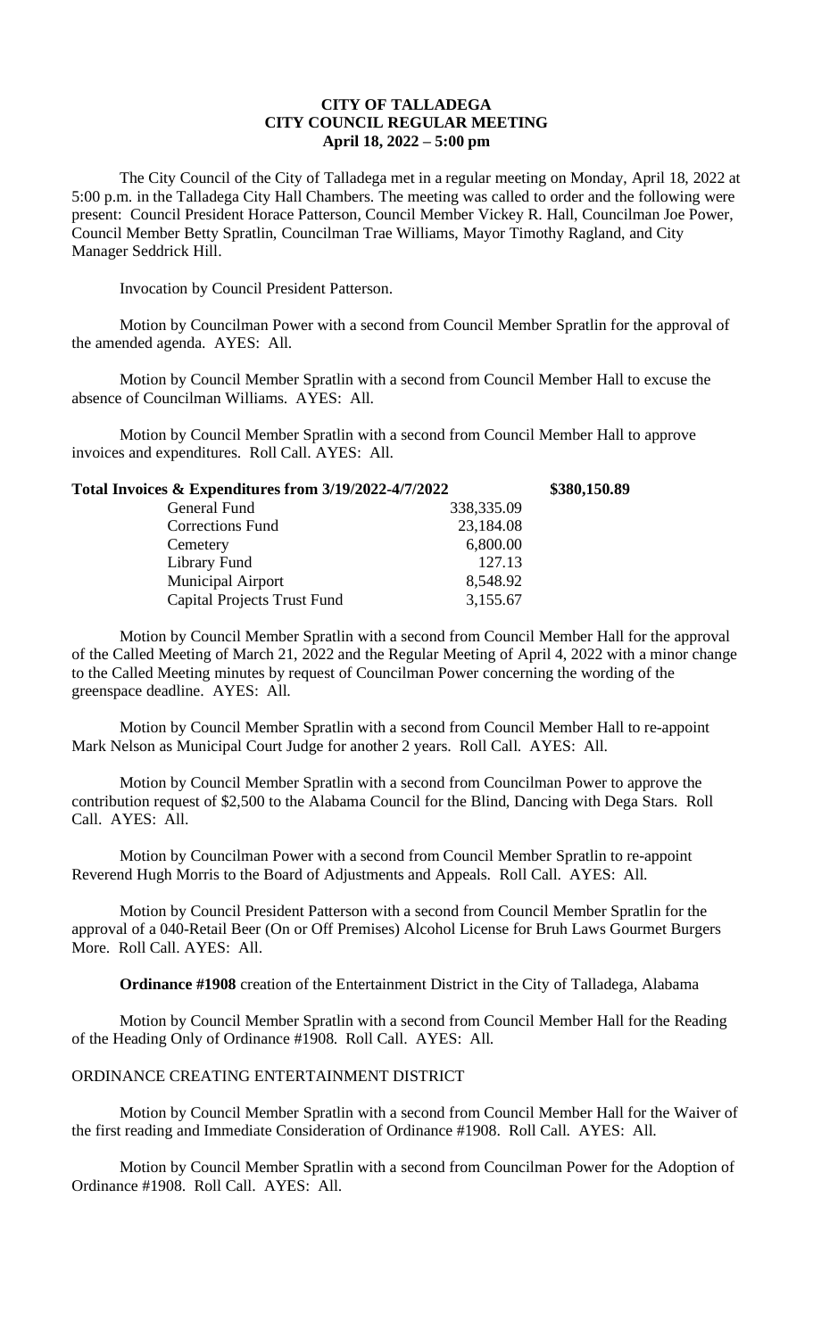**CITY OF TALLADEGA**
**CITY COUNCIL REGULAR MEETING**
**April 18, 2022 – 5:00 pm**

The City Council of the City of Talladega met in a regular meeting on Monday, April 18, 2022 at 5:00 p.m. in the Talladega City Hall Chambers. The meeting was called to order and the following were present: Council President Horace Patterson, Council Member Vickey R. Hall, Councilman Joe Power, Council Member Betty Spratlin, Councilman Trae Williams, Mayor Timothy Ragland, and City Manager Seddrick Hill.

Invocation by Council President Patterson.

Motion by Councilman Power with a second from Council Member Spratlin for the approval of the amended agenda. AYES: All.

Motion by Council Member Spratlin with a second from Council Member Hall to excuse the absence of Councilman Williams. AYES: All.

Motion by Council Member Spratlin with a second from Council Member Hall to approve invoices and expenditures. Roll Call. AYES: All.

| **Total Invoices & Expenditures from 3/19/2022-4/7/2022** | | **\$380,150.89** |
|---|---|---|
| General Fund | 338,335.09 | |
| Corrections Fund | 23,184.08 | |
| Cemetery | 6,800.00 | |
| Library Fund | 127.13 | |
| Municipal Airport | 8,548.92 | |
| Capital Projects Trust Fund | 3,155.67 | |

Motion by Council Member Spratlin with a second from Council Member Hall for the approval of the Called Meeting of March 21, 2022 and the Regular Meeting of April 4, 2022 with a minor change to the Called Meeting minutes by request of Councilman Power concerning the wording of the greenspace deadline. AYES: All.

Motion by Council Member Spratlin with a second from Council Member Hall to re-appoint Mark Nelson as Municipal Court Judge for another 2 years. Roll Call. AYES: All.

Motion by Council Member Spratlin with a second from Councilman Power to approve the contribution request of \$2,500 to the Alabama Council for the Blind, Dancing with Dega Stars. Roll Call. AYES: All.

Motion by Councilman Power with a second from Council Member Spratlin to re-appoint Reverend Hugh Morris to the Board of Adjustments and Appeals. Roll Call. AYES: All.

Motion by Council President Patterson with a second from Council Member Spratlin for the approval of a 040-Retail Beer (On or Off Premises) Alcohol License for Bruh Laws Gourmet Burgers More. Roll Call. AYES: All.

**Ordinance #1908** creation of the Entertainment District in the City of Talladega, Alabama

Motion by Council Member Spratlin with a second from Council Member Hall for the Reading of the Heading Only of Ordinance #1908. Roll Call. AYES: All.

ORDINANCE CREATING ENTERTAINMENT DISTRICT

Motion by Council Member Spratlin with a second from Council Member Hall for the Waiver of the first reading and Immediate Consideration of Ordinance #1908. Roll Call. AYES: All.

Motion by Council Member Spratlin with a second from Councilman Power for the Adoption of Ordinance #1908. Roll Call. AYES: All.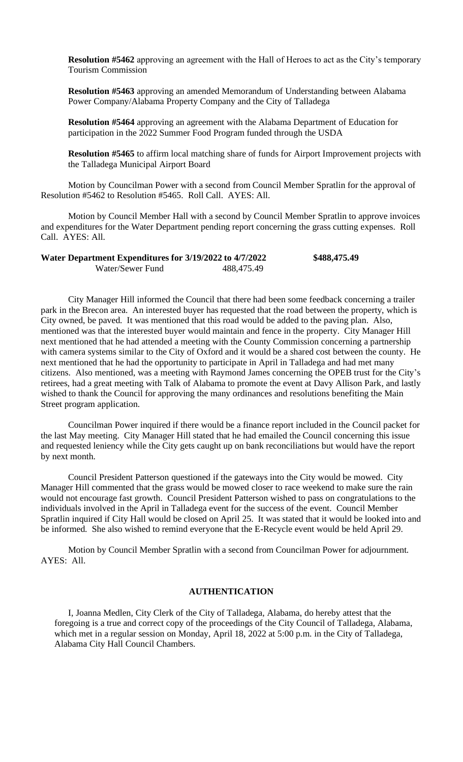**Resolution #5462** approving an agreement with the Hall of Heroes to act as the City's temporary Tourism Commission

**Resolution #5463** approving an amended Memorandum of Understanding between Alabama Power Company/Alabama Property Company and the City of Talladega

**Resolution #5464** approving an agreement with the Alabama Department of Education for participation in the 2022 Summer Food Program funded through the USDA

**Resolution #5465** to affirm local matching share of funds for Airport Improvement projects with the Talladega Municipal Airport Board

Motion by Councilman Power with a second from Council Member Spratlin for the approval of Resolution #5462 to Resolution #5465. Roll Call. AYES: All.

Motion by Council Member Hall with a second by Council Member Spratlin to approve invoices and expenditures for the Water Department pending report concerning the grass cutting expenses. Roll Call. AYES: All.

| | | |
|---|---|---|
| **Water Department Expenditures for 3/19/2022 to 4/7/2022** | | **\$488,475.49** |
| Water/Sewer Fund | 488,475.49 | |

City Manager Hill informed the Council that there had been some feedback concerning a trailer park in the Brecon area. An interested buyer has requested that the road between the property, which is City owned, be paved. It was mentioned that this road would be added to the paving plan. Also, mentioned was that the interested buyer would maintain and fence in the property. City Manager Hill next mentioned that he had attended a meeting with the County Commission concerning a partnership with camera systems similar to the City of Oxford and it would be a shared cost between the county. He next mentioned that he had the opportunity to participate in April in Talladega and had met many citizens. Also mentioned, was a meeting with Raymond James concerning the OPEB trust for the City's retirees, had a great meeting with Talk of Alabama to promote the event at Davy Allison Park, and lastly wished to thank the Council for approving the many ordinances and resolutions benefiting the Main Street program application.

Councilman Power inquired if there would be a finance report included in the Council packet for the last May meeting. City Manager Hill stated that he had emailed the Council concerning this issue and requested leniency while the City gets caught up on bank reconciliations but would have the report by next month.

Council President Patterson questioned if the gateways into the City would be mowed. City Manager Hill commented that the grass would be mowed closer to race weekend to make sure the rain would not encourage fast growth. Council President Patterson wished to pass on congratulations to the individuals involved in the April in Talladega event for the success of the event. Council Member Spratlin inquired if City Hall would be closed on April 25. It was stated that it would be looked into and be informed. She also wished to remind everyone that the E-Recycle event would be held April 29.

Motion by Council Member Spratlin with a second from Councilman Power for adjournment. AYES: All.

## AUTHENTICATION

I, Joanna Medlen, City Clerk of the City of Talladega, Alabama, do hereby attest that the foregoing is a true and correct copy of the proceedings of the City Council of Talladega, Alabama, which met in a regular session on Monday, April 18, 2022 at 5:00 p.m. in the City of Talladega, Alabama City Hall Council Chambers.